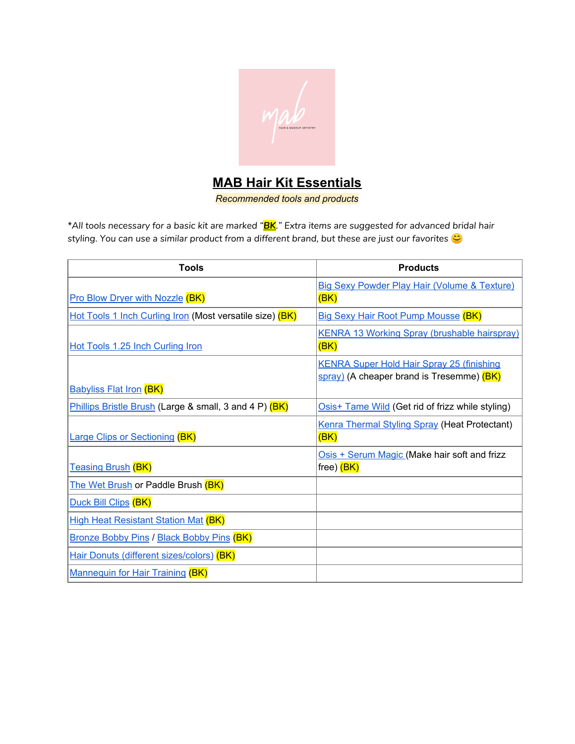# MAB Hair Kit Essentials

*Recommended tools and products*

*All tools necessary for a basic kit are marked "**BK**." Extra items are suggested for advanced bridal hair styling. You can use a similar product from a different brand, but these are just our favorites 😊*

| Tools | Products |
|---|---|
| Pro Blow Dryer with Nozzle (BK) | Big Sexy Powder Play Hair (Volume & Texture) (BK) |
| Hot Tools 1 Inch Curling Iron (Most versatile size) (BK) | Big Sexy Hair Root Pump Mousse (BK) |
| Hot Tools 1.25 Inch Curling Iron | KENRA 13 Working Spray (brushable hairspray) (BK) |
| Babyliss Flat Iron (BK) | KENRA Super Hold Hair Spray 25 (finishing spray) (A cheaper brand is Tresemme) (BK) |
| Phillips Bristle Brush (Large & small, 3 and 4 P) (BK) | Osis+ Tame Wild (Get rid of frizz while styling) |
| Large Clips or Sectioning (BK) | Kenra Thermal Styling Spray (Heat Protectant) (BK) |
| Teasing Brush (BK) | Osis + Serum Magic (Make hair soft and frizz free) (BK) |
| The Wet Brush or Paddle Brush (BK) | |
| Duck Bill Clips (BK) | |
| High Heat Resistant Station Mat (BK) | |
| Bronze Bobby Pins / Black Bobby Pins (BK) | |
| Hair Donuts (different sizes/colors) (BK) | |
| Mannequin for Hair Training (BK) | |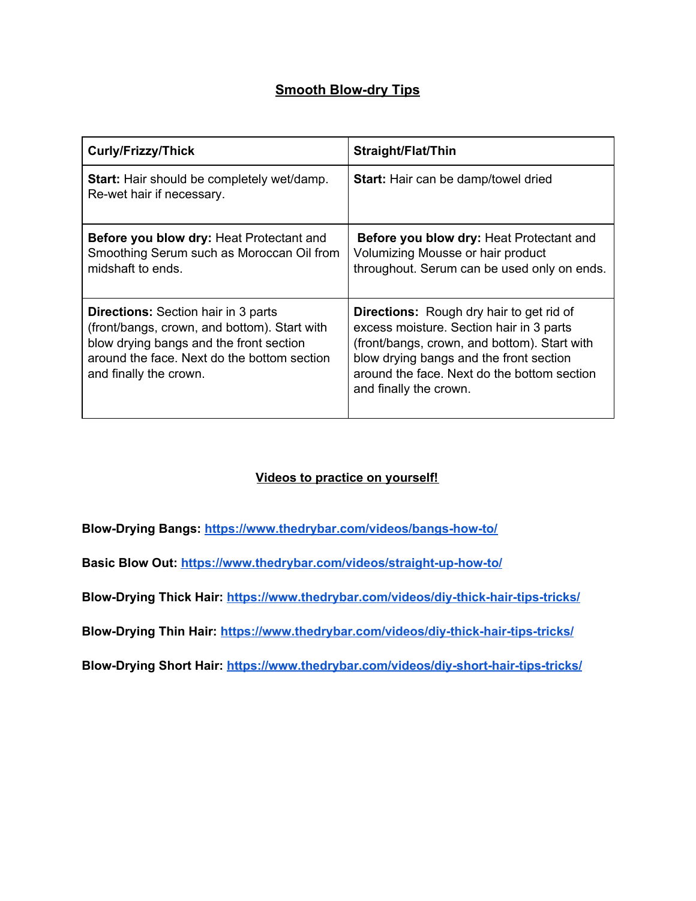# Smooth Blow-dry Tips

| **Curly/Frizzy/Thick** | **Straight/Flat/Thin** |
|---|---|
| **Start:** Hair should be completely wet/damp. Re-wet hair if necessary. | **Start:** Hair can be damp/towel dried |
| **Before you blow dry:** Heat Protectant and Smoothing Serum such as Moroccan Oil from midshaft to ends. | **Before you blow dry:** Heat Protectant and Volumizing Mousse or hair product throughout. Serum can be used only on ends. |
| **Directions:** Section hair in 3 parts (front/bangs, crown, and bottom). Start with blow drying bangs and the front section around the face. Next do the bottom section and finally the crown. | **Directions:** Rough dry hair to get rid of excess moisture. Section hair in 3 parts (front/bangs, crown, and bottom). Start with blow drying bangs and the front section around the face. Next do the bottom section and finally the crown. |

## Videos to practice on yourself!

**Blow-Drying Bangs:** https://www.thedrybar.com/videos/bangs-how-to/

**Basic Blow Out:** https://www.thedrybar.com/videos/straight-up-how-to/

**Blow-Drying Thick Hair:** https://www.thedrybar.com/videos/diy-thick-hair-tips-tricks/

**Blow-Drying Thin Hair:** https://www.thedrybar.com/videos/diy-thick-hair-tips-tricks/

**Blow-Drying Short Hair:** https://www.thedrybar.com/videos/diy-short-hair-tips-tricks/